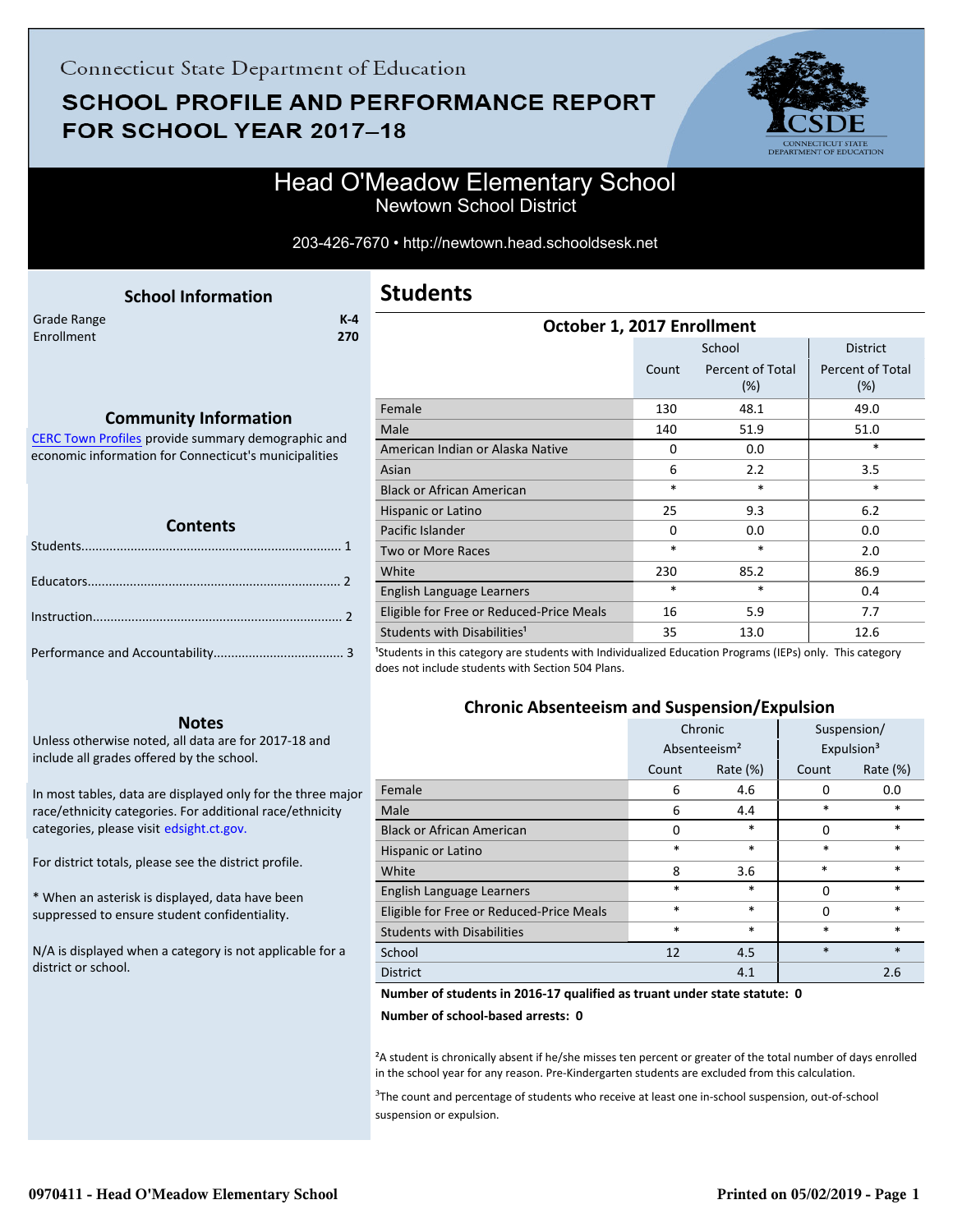Connecticut State Department of Education

# SCHOOL PROFILE AND PERFORMANCE REPORT FOR SCHOOL YEAR 2017–18

## Head O'Meadow Elementary School

Newtown School District

203-426-7670 • http://newtown.head.schoolsdesk.net

### School Information

| | |
|---|---|
| Grade Range | K-4 |
| Enrollment | 270 |

### Community Information

CERC Town Profiles provide summary demographic and economic information for Connecticut's municipalities

### Contents

- Students........................................................................ 1
- Educators...................................................................... 2
- Instruction..................................................................... 2
- Performance and Accountability.................................... 3

### Notes

Unless otherwise noted, all data are for 2017-18 and include all grades offered by the school.

In most tables, data are displayed only for the three major race/ethnicity categories. For additional race/ethnicity categories, please visit edsight.ct.gov.

For district totals, please see the district profile.

* When an asterisk is displayed, data have been suppressed to ensure student confidentiality.

N/A is displayed when a category is not applicable for a district or school.

## Students

### October 1, 2017 Enrollment

| | School | | District |
|---|---|---|---|
| | Count | Percent of Total (%) | Percent of Total (%) |
| Female | 130 | 48.1 | 49.0 |
| Male | 140 | 51.9 | 51.0 |
| American Indian or Alaska Native | 0 | 0.0 | * |
| Asian | 6 | 2.2 | 3.5 |
| Black or African American | * | * | * |
| Hispanic or Latino | 25 | 9.3 | 6.2 |
| Pacific Islander | 0 | 0.0 | 0.0 |
| Two or More Races | * | * | 2.0 |
| White | 230 | 85.2 | 86.9 |
| English Language Learners | * | * | 0.4 |
| Eligible for Free or Reduced-Price Meals | 16 | 5.9 | 7.7 |
| Students with Disabilities[1] | 35 | 13.0 | 12.6 |

[1]Students in this category are students with Individualized Education Programs (IEPs) only. This category does not include students with Section 504 Plans.

### Chronic Absenteeism and Suspension/Expulsion

| | Chronic Absenteeism[2] | | Suspension/ Expulsion[3] | |
|---|---|---|---|---|
| | Count | Rate (%) | Count | Rate (%) |
| Female | 6 | 4.6 | 0 | 0.0 |
| Male | 6 | 4.4 | * | * |
| Black or African American | 0 | * | 0 | * |
| Hispanic or Latino | * | * | * | * |
| White | 8 | 3.6 | * | * |
| English Language Learners | * | * | 0 | * |
| Eligible for Free or Reduced-Price Meals | * | * | 0 | * |
| Students with Disabilities | * | * | * | * |
| School | 12 | 4.5 | * | * |
| District | | 4.1 | | 2.6 |

**Number of students in 2016-17 qualified as truant under state statute: 0**

**Number of school-based arrests: 0**

[2]A student is chronically absent if he/she misses ten percent or greater of the total number of days enrolled in the school year for any reason. Pre-Kindergarten students are excluded from this calculation.

[3]The count and percentage of students who receive at least one in-school suspension, out-of-school suspension or expulsion.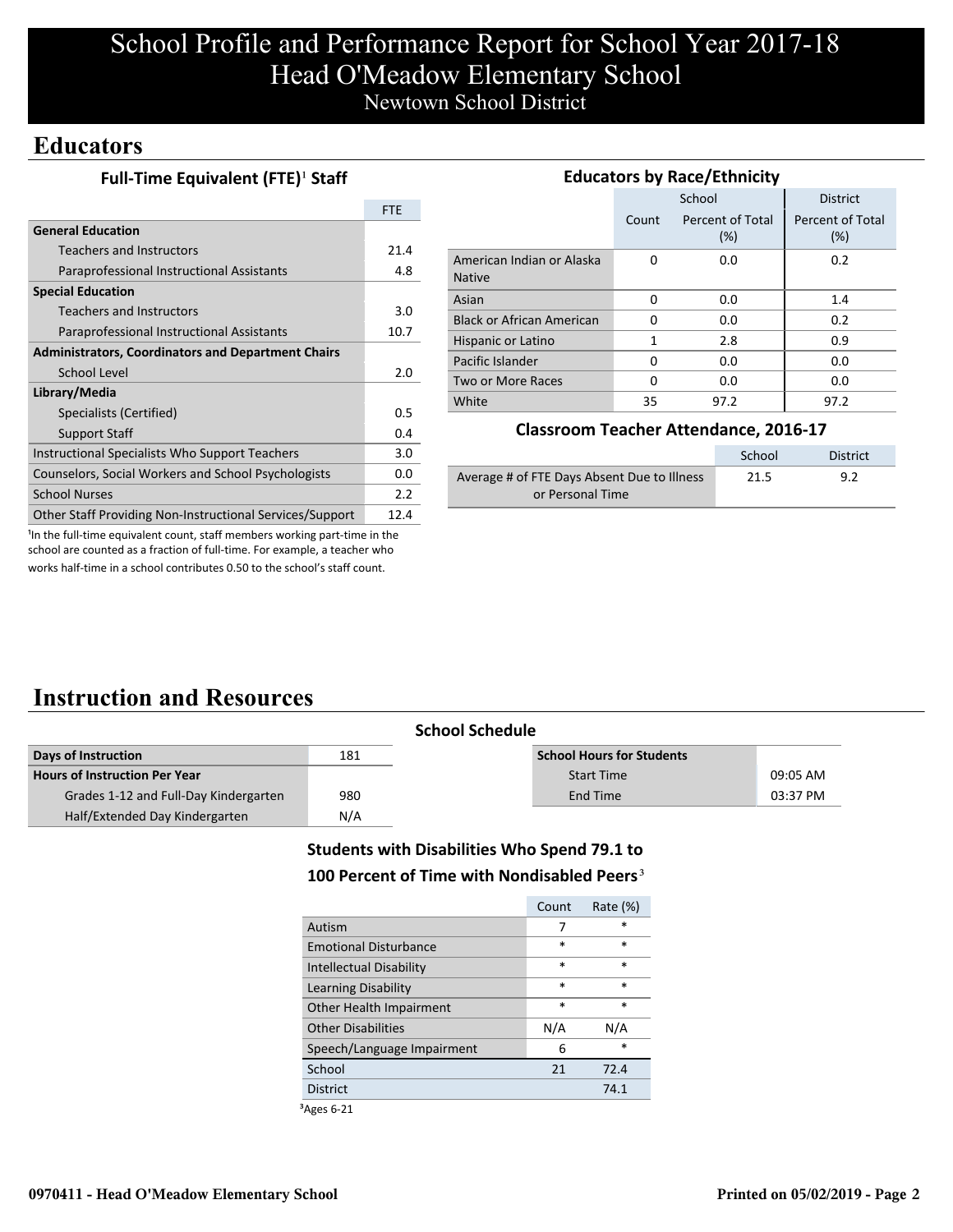# School Profile and Performance Report for School Year 2017-18
# Head O'Meadow Elementary School
Newtown School District

## Educators

### Full-Time Equivalent (FTE)[1] Staff

| | FTE |
|---|---|
| **General Education** | |
| Teachers and Instructors | 21.4 |
| Paraprofessional Instructional Assistants | 4.8 |
| **Special Education** | |
| Teachers and Instructors | 3.0 |
| Paraprofessional Instructional Assistants | 10.7 |
| **Administrators, Coordinators and Department Chairs** | |
| School Level | 2.0 |
| **Library/Media** | |
| Specialists (Certified) | 0.5 |
| Support Staff | 0.4 |
| Instructional Specialists Who Support Teachers | 3.0 |
| Counselors, Social Workers and School Psychologists | 0.0 |
| School Nurses | 2.2 |
| Other Staff Providing Non-Instructional Services/Support | 12.4 |

[1]In the full-time equivalent count, staff members working part-time in the school are counted as a fraction of full-time. For example, a teacher who works half-time in a school contributes 0.50 to the school's staff count.

### Educators by Race/Ethnicity

| | School | | District |
|---|---|---|---|
| | Count | Percent of Total (%) | Percent of Total (%) |
| American Indian or Alaska Native | 0 | 0.0 | 0.2 |
| Asian | 0 | 0.0 | 1.4 |
| Black or African American | 0 | 0.0 | 0.2 |
| Hispanic or Latino | 1 | 2.8 | 0.9 |
| Pacific Islander | 0 | 0.0 | 0.0 |
| Two or More Races | 0 | 0.0 | 0.0 |
| White | 35 | 97.2 | 97.2 |

### Classroom Teacher Attendance, 2016-17

| | School | District |
|---|---|---|
| Average # of FTE Days Absent Due to Illness or Personal Time | 21.5 | 9.2 |

## Instruction and Resources

### School Schedule

| | |
|---|---|
| **Days of Instruction** | 181 |
| **Hours of Instruction Per Year** | |
| Grades 1-12 and Full-Day Kindergarten | 980 |
| Half/Extended Day Kindergarten | N/A |

| **School Hours for Students** | |
|---|---|
| Start Time | 09:05 AM |
| End Time | 03:37 PM |

### Students with Disabilities Who Spend 79.1 to 100 Percent of Time with Nondisabled Peers[3]

| | Count | Rate (%) |
|---|---|---|
| Autism | 7 | * |
| Emotional Disturbance | * | * |
| Intellectual Disability | * | * |
| Learning Disability | * | * |
| Other Health Impairment | * | * |
| Other Disabilities | N/A | N/A |
| Speech/Language Impairment | 6 | * |
| School | 21 | 72.4 |
| District | | 74.1 |

[3]Ages 6-21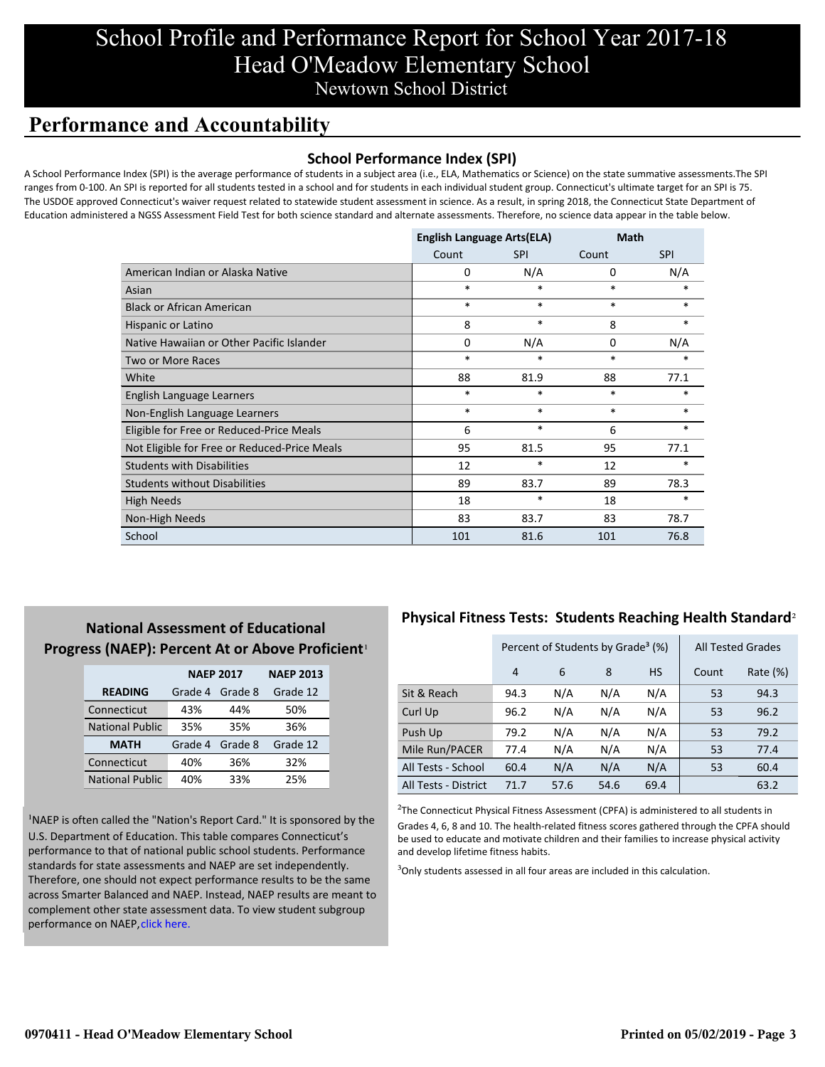# School Profile and Performance Report for School Year 2017-18
# Head O'Meadow Elementary School
## Newtown School District

## Performance and Accountability

### School Performance Index (SPI)

A School Performance Index (SPI) is the average performance of students in a subject area (i.e., ELA, Mathematics or Science) on the state summative assessments.The SPI ranges from 0-100. An SPI is reported for all students tested in a school and for students in each individual student group. Connecticut's ultimate target for an SPI is 75. The USDOE approved Connecticut's waiver request related to statewide student assessment in science. As a result, in spring 2018, the Connecticut State Department of Education administered a NGSS Assessment Field Test for both science standard and alternate assessments. Therefore, no science data appear in the table below.

| | English Language Arts(ELA) | | Math | |
|---|---|---|---|---|
| | Count | SPI | Count | SPI |
| American Indian or Alaska Native | 0 | N/A | 0 | N/A |
| Asian | * | * | * | * |
| Black or African American | * | * | * | * |
| Hispanic or Latino | 8 | * | 8 | * |
| Native Hawaiian or Other Pacific Islander | 0 | N/A | 0 | N/A |
| Two or More Races | * | * | * | * |
| White | 88 | 81.9 | 88 | 77.1 |
| English Language Learners | * | * | * | * |
| Non-English Language Learners | * | * | * | * |
| Eligible for Free or Reduced-Price Meals | 6 | * | 6 | * |
| Not Eligible for Free or Reduced-Price Meals | 95 | 81.5 | 95 | 77.1 |
| Students with Disabilities | 12 | * | 12 | * |
| Students without Disabilities | 89 | 83.7 | 89 | 78.3 |
| High Needs | 18 | * | 18 | * |
| Non-High Needs | 83 | 83.7 | 83 | 78.7 |
| School | 101 | 81.6 | 101 | 76.8 |

### National Assessment of Educational Progress (NAEP): Percent At or Above Proficient[1]

| | NAEP 2017 | | NAEP 2013 |
|---|---|---|---|
| **READING** | Grade 4 | Grade 8 | Grade 12 |
| Connecticut | 43% | 44% | 50% |
| National Public | 35% | 35% | 36% |
| **MATH** | Grade 4 | Grade 8 | Grade 12 |
| Connecticut | 40% | 36% | 32% |
| National Public | 40% | 33% | 25% |

[1]NAEP is often called the "Nation's Report Card." It is sponsored by the U.S. Department of Education. This table compares Connecticut's performance to that of national public school students. Performance standards for state assessments and NAEP are set independently. Therefore, one should not expect performance results to be the same across Smarter Balanced and NAEP. Instead, NAEP results are meant to complement other state assessment data. To view student subgroup performance on NAEP, click here.

### Physical Fitness Tests: Students Reaching Health Standard[2]

| | Percent of Students by Grade[3] (%) | | | | All Tested Grades | |
|---|---|---|---|---|---|---|
| | 4 | 6 | 8 | HS | Count | Rate (%) |
| Sit & Reach | 94.3 | N/A | N/A | N/A | 53 | 94.3 |
| Curl Up | 96.2 | N/A | N/A | N/A | 53 | 96.2 |
| Push Up | 79.2 | N/A | N/A | N/A | 53 | 79.2 |
| Mile Run/PACER | 77.4 | N/A | N/A | N/A | 53 | 77.4 |
| All Tests - School | 60.4 | N/A | N/A | N/A | 53 | 60.4 |
| All Tests - District | 71.7 | 57.6 | 54.6 | 69.4 | | 63.2 |

[2]The Connecticut Physical Fitness Assessment (CPFA) is administered to all students in Grades 4, 6, 8 and 10. The health-related fitness scores gathered through the CPFA should be used to educate and motivate children and their families to increase physical activity and develop lifetime fitness habits.

[3]Only students assessed in all four areas are included in this calculation.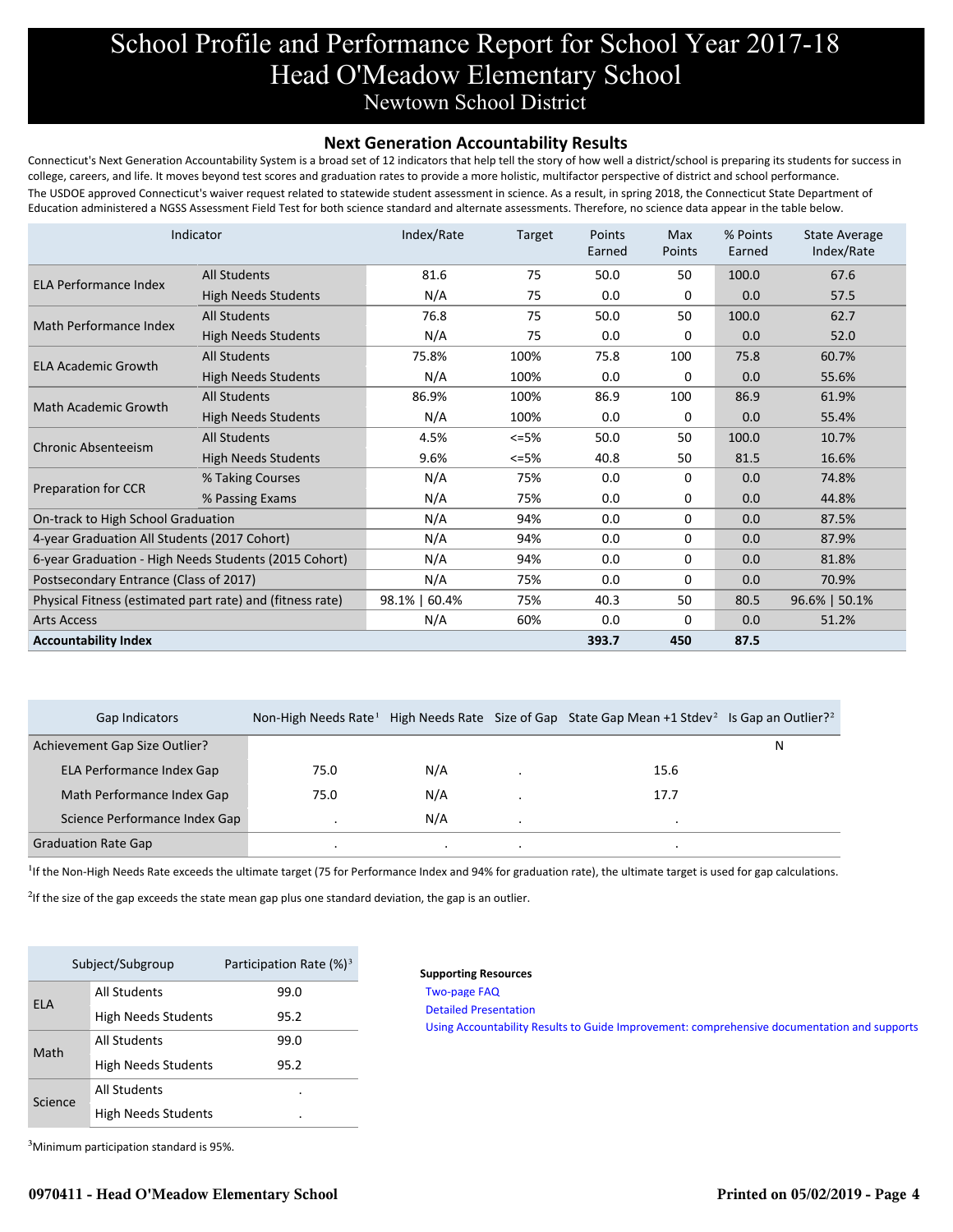# School Profile and Performance Report for School Year 2017-18
# Head O'Meadow Elementary School
## Newtown School District

### Next Generation Accountability Results

Connecticut's Next Generation Accountability System is a broad set of 12 indicators that help tell the story of how well a district/school is preparing its students for success in college, careers, and life. It moves beyond test scores and graduation rates to provide a more holistic, multifactor perspective of district and school performance.

The USDOE approved Connecticut's waiver request related to statewide student assessment in science. As a result, in spring 2018, the Connecticut State Department of Education administered a NGSS Assessment Field Test for both science standard and alternate assessments. Therefore, no science data appear in the table below.

| Indicator | | Index/Rate | Target | Points Earned | Max Points | % Points Earned | State Average Index/Rate |
|---|---|---|---|---|---|---|---|
| ELA Performance Index | All Students | 81.6 | 75 | 50.0 | 50 | 100.0 | 67.6 |
| | High Needs Students | N/A | 75 | 0.0 | 0 | 0.0 | 57.5 |
| Math Performance Index | All Students | 76.8 | 75 | 50.0 | 50 | 100.0 | 62.7 |
| | High Needs Students | N/A | 75 | 0.0 | 0 | 0.0 | 52.0 |
| ELA Academic Growth | All Students | 75.8% | 100% | 75.8 | 100 | 75.8 | 60.7% |
| | High Needs Students | N/A | 100% | 0.0 | 0 | 0.0 | 55.6% |
| Math Academic Growth | All Students | 86.9% | 100% | 86.9 | 100 | 86.9 | 61.9% |
| | High Needs Students | N/A | 100% | 0.0 | 0 | 0.0 | 55.4% |
| Chronic Absenteeism | All Students | 4.5% | <=5% | 50.0 | 50 | 100.0 | 10.7% |
| | High Needs Students | 9.6% | <=5% | 40.8 | 50 | 81.5 | 16.6% |
| Preparation for CCR | % Taking Courses | N/A | 75% | 0.0 | 0 | 0.0 | 74.8% |
| | % Passing Exams | N/A | 75% | 0.0 | 0 | 0.0 | 44.8% |
| On-track to High School Graduation | | N/A | 94% | 0.0 | 0 | 0.0 | 87.5% |
| 4-year Graduation All Students (2017 Cohort) | | N/A | 94% | 0.0 | 0 | 0.0 | 87.9% |
| 6-year Graduation - High Needs Students (2015 Cohort) | | N/A | 94% | 0.0 | 0 | 0.0 | 81.8% |
| Postsecondary Entrance (Class of 2017) | | N/A | 75% | 0.0 | 0 | 0.0 | 70.9% |
| Physical Fitness (estimated part rate) and (fitness rate) | | 98.1% \| 60.4% | 75% | 40.3 | 50 | 80.5 | 96.6% \| 50.1% |
| Arts Access | | N/A | 60% | 0.0 | 0 | 0.0 | 51.2% |
| **Accountability Index** | | | | **393.7** | **450** | **87.5** | |

| Gap Indicators | Non-High Needs Rate[1] | High Needs Rate | Size of Gap | State Gap Mean +1 Stdev[2] | Is Gap an Outlier?[2] |
|---|---|---|---|---|---|
| Achievement Gap Size Outlier? | | | | | N |
| ELA Performance Index Gap | 75.0 | N/A | . | 15.6 | |
| Math Performance Index Gap | 75.0 | N/A | . | 17.7 | |
| Science Performance Index Gap | . | N/A | . | . | |
| Graduation Rate Gap | . | . | . | . | |

[1]If the Non-High Needs Rate exceeds the ultimate target (75 for Performance Index and 94% for graduation rate), the ultimate target is used for gap calculations.

[2]If the size of the gap exceeds the state mean gap plus one standard deviation, the gap is an outlier.

| Subject/Subgroup | | Participation Rate (%)[3] |
|---|---|---|
| ELA | All Students | 99.0 |
| | High Needs Students | 95.2 |
| Math | All Students | 99.0 |
| | High Needs Students | 95.2 |
| Science | All Students | . |
| | High Needs Students | . |

[3]Minimum participation standard is 95%.

**Supporting Resources**

- Two-page FAQ
- Detailed Presentation
- Using Accountability Results to Guide Improvement: comprehensive documentation and supports